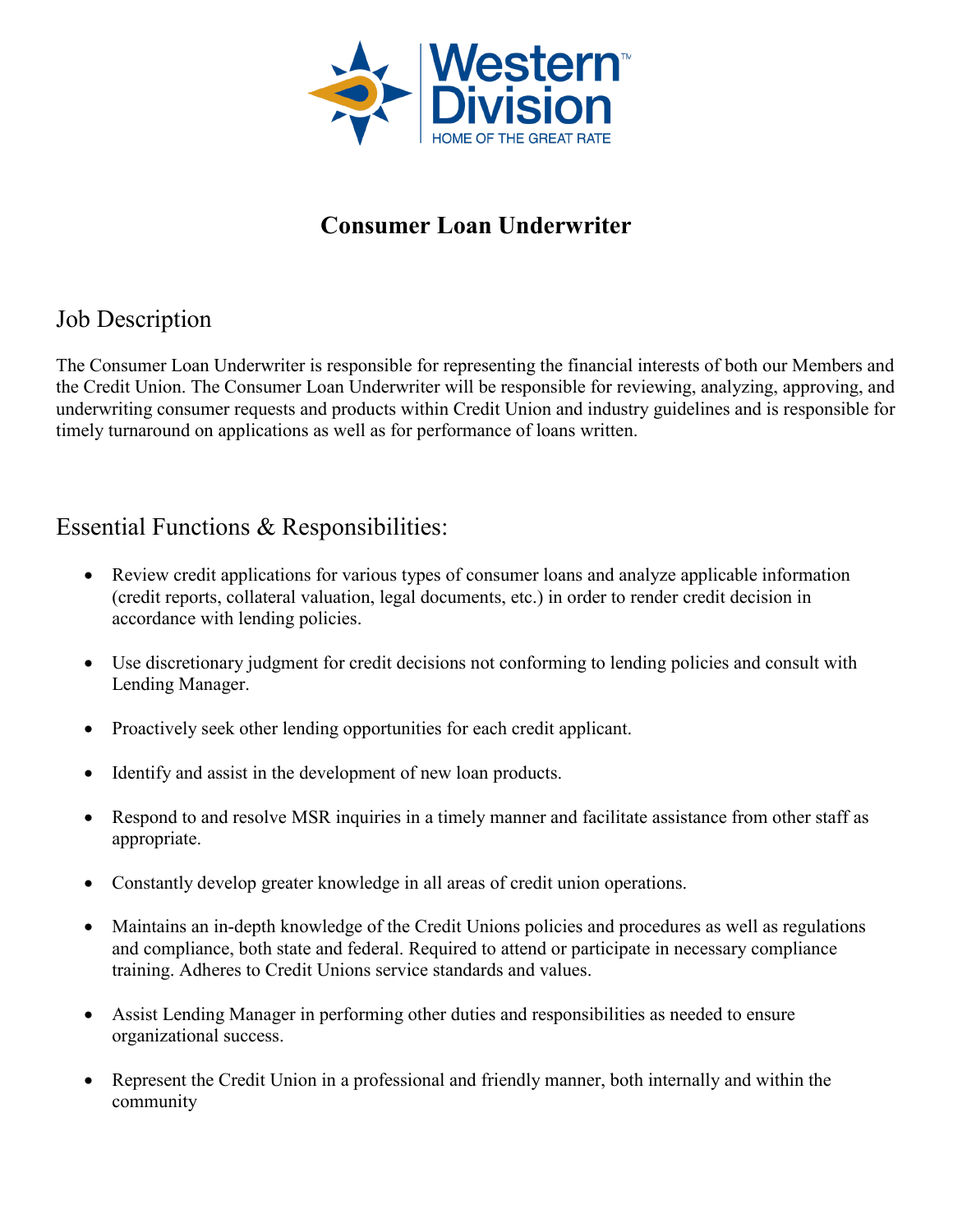Western Division

HOME OF THE GREAT RATE

# Consumer Loan Underwriter

## Job Description

The Consumer Loan Underwriter is responsible for representing the financial interests of both our Members and the Credit Union. The Consumer Loan Underwriter will be responsible for reviewing, analyzing, approving, and underwriting consumer requests and products within Credit Union and industry guidelines and is responsible for timely turnaround on applications as well as for performance of loans written.

## Essential Functions & Responsibilities:

- Review credit applications for various types of consumer loans and analyze applicable information (credit reports, collateral valuation, legal documents, etc.) in order to render credit decision in accordance with lending policies.
- Use discretionary judgment for credit decisions not conforming to lending policies and consult with Lending Manager.
- Proactively seek other lending opportunities for each credit applicant.
- Identify and assist in the development of new loan products.
- Respond to and resolve MSR inquiries in a timely manner and facilitate assistance from other staff as appropriate.
- Constantly develop greater knowledge in all areas of credit union operations.
- Maintains an in-depth knowledge of the Credit Unions policies and procedures as well as regulations and compliance, both state and federal. Required to attend or participate in necessary compliance training. Adheres to Credit Unions service standards and values.
- Assist Lending Manager in performing other duties and responsibilities as needed to ensure organizational success.
- Represent the Credit Union in a professional and friendly manner, both internally and within the community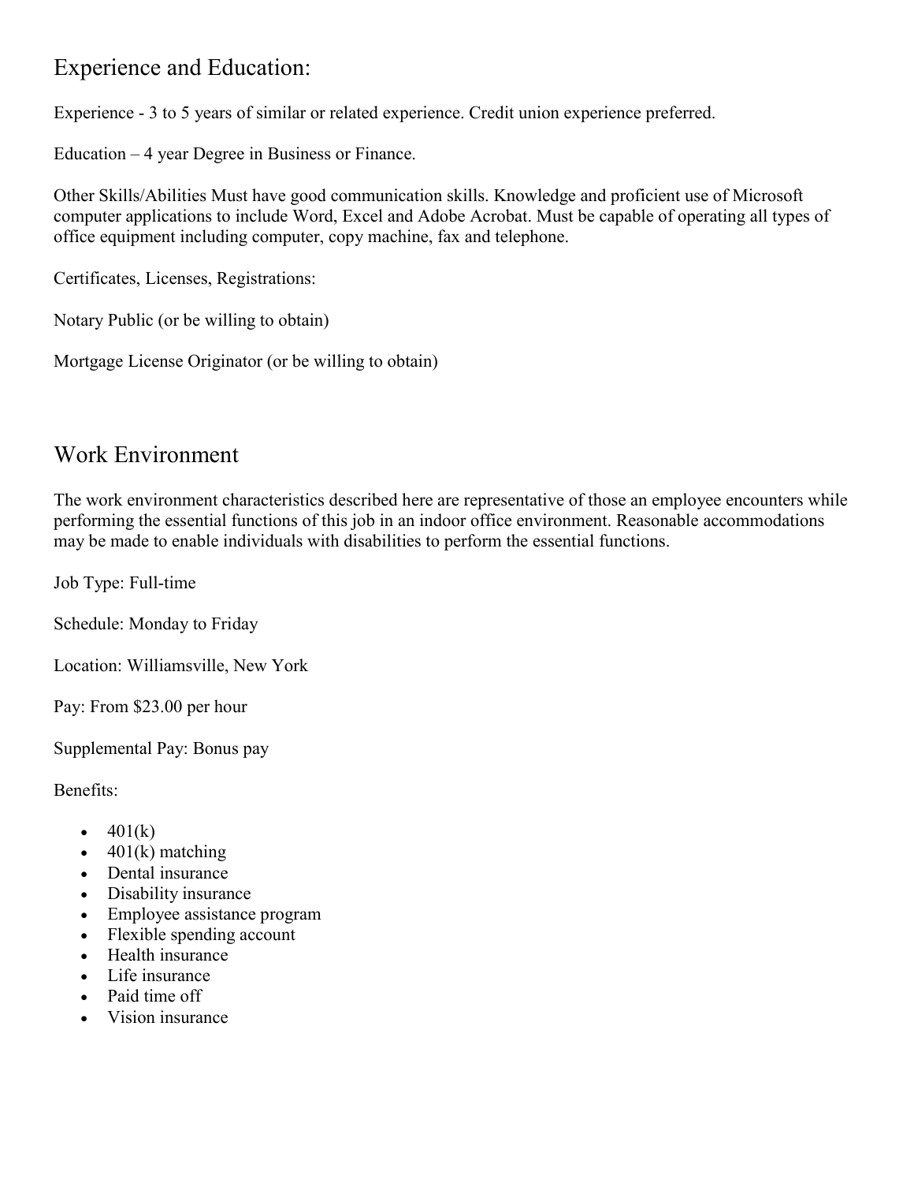## Experience and Education:

Experience - 3 to 5 years of similar or related experience. Credit union experience preferred.

Education – 4 year Degree in Business or Finance.

Other Skills/Abilities Must have good communication skills. Knowledge and proficient use of Microsoft computer applications to include Word, Excel and Adobe Acrobat. Must be capable of operating all types of office equipment including computer, copy machine, fax and telephone.

Certificates, Licenses, Registrations:

Notary Public (or be willing to obtain)

Mortgage License Originator (or be willing to obtain)

## Work Environment

The work environment characteristics described here are representative of those an employee encounters while performing the essential functions of this job in an indoor office environment. Reasonable accommodations may be made to enable individuals with disabilities to perform the essential functions.

Job Type: Full-time

Schedule: Monday to Friday

Location: Williamsville, New York

Pay: From $23.00 per hour

Supplemental Pay: Bonus pay

Benefits:

- 401(k)
- 401(k) matching
- Dental insurance
- Disability insurance
- Employee assistance program
- Flexible spending account
- Health insurance
- Life insurance
- Paid time off
- Vision insurance